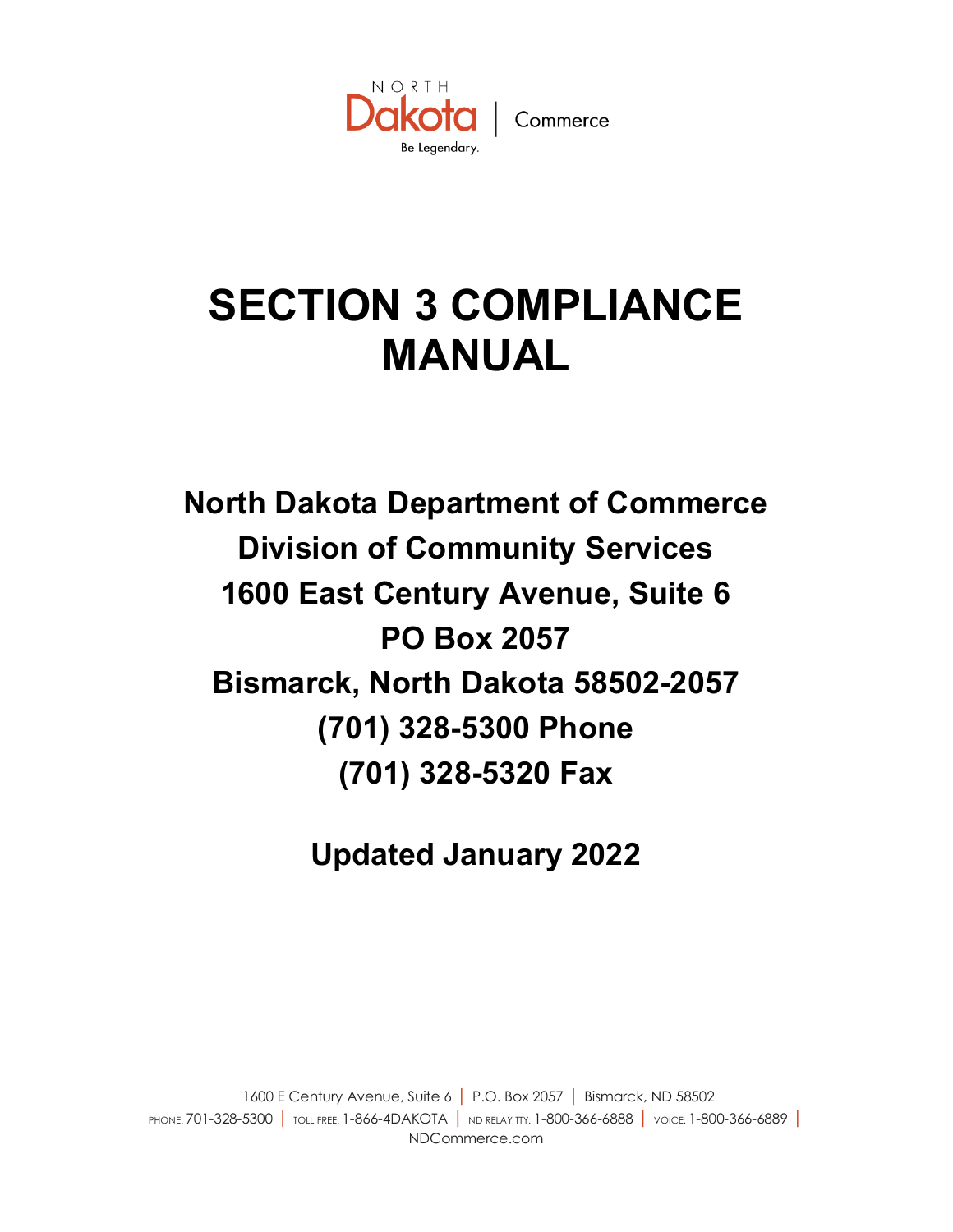NORTH Dakota | Commerce

Be Legendary.

# SECTION 3 COMPLIANCE MANUAL

**North Dakota Department of Commerce**
**Division of Community Services**
**1600 East Century Avenue, Suite 6**
**PO Box 2057**
**Bismarck, North Dakota 58502-2057**
**(701) 328-5300 Phone**
**(701) 328-5320 Fax**

**Updated January 2022**

1600 E Century Avenue, Suite 6 | P.O. Box 2057 | Bismarck, ND 58502
PHONE: 701-328-5300 | TOLL FREE: 1-866-4DAKOTA | ND RELAY TTY: 1-800-366-6888 | VOICE: 1-800-366-6889 |
NDCommerce.com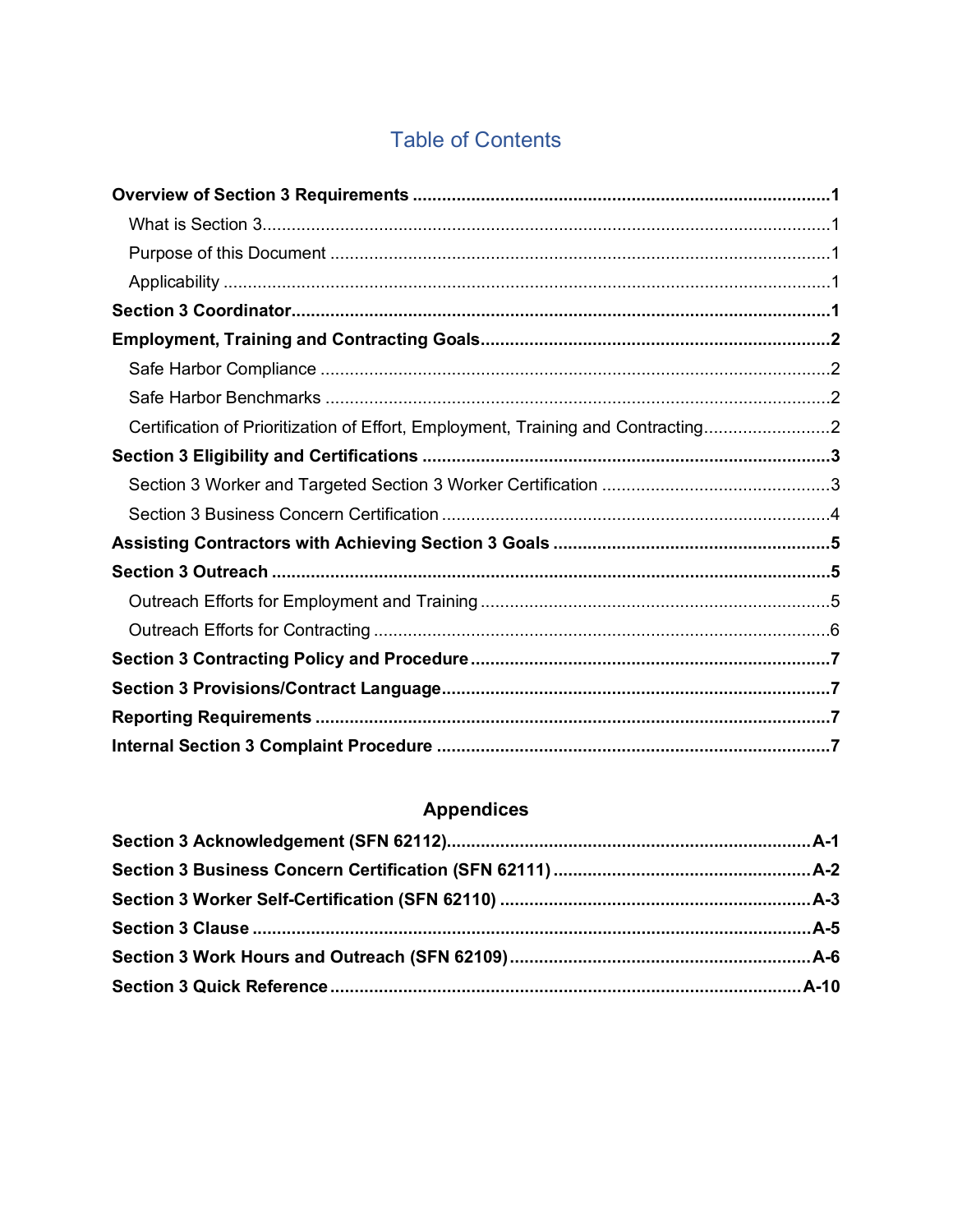# Table of Contents

**Overview of Section 3 Requirements** ..... **1**

- What is Section 3 ..... 1
- Purpose of this Document ..... 1
- Applicability ..... 1

**Section 3 Coordinator** ..... **1**

**Employment, Training and Contracting Goals** ..... **2**

- Safe Harbor Compliance ..... 2
- Safe Harbor Benchmarks ..... 2
- Certification of Prioritization of Effort, Employment, Training and Contracting ..... 2

**Section 3 Eligibility and Certifications** ..... **3**

- Section 3 Worker and Targeted Section 3 Worker Certification ..... 3
- Section 3 Business Concern Certification ..... 4

**Assisting Contractors with Achieving Section 3 Goals** ..... **5**

**Section 3 Outreach** ..... **5**

- Outreach Efforts for Employment and Training ..... 5
- Outreach Efforts for Contracting ..... 6

**Section 3 Contracting Policy and Procedure** ..... **7**

**Section 3 Provisions/Contract Language** ..... **7**

**Reporting Requirements** ..... **7**

**Internal Section 3 Complaint Procedure** ..... **7**

## Appendices

**Section 3 Acknowledgement (SFN 62112)** ..... **A-1**

**Section 3 Business Concern Certification (SFN 62111)** ..... **A-2**

**Section 3 Worker Self-Certification (SFN 62110)** ..... **A-3**

**Section 3 Clause** ..... **A-5**

**Section 3 Work Hours and Outreach (SFN 62109)** ..... **A-6**

**Section 3 Quick Reference** ..... **A-10**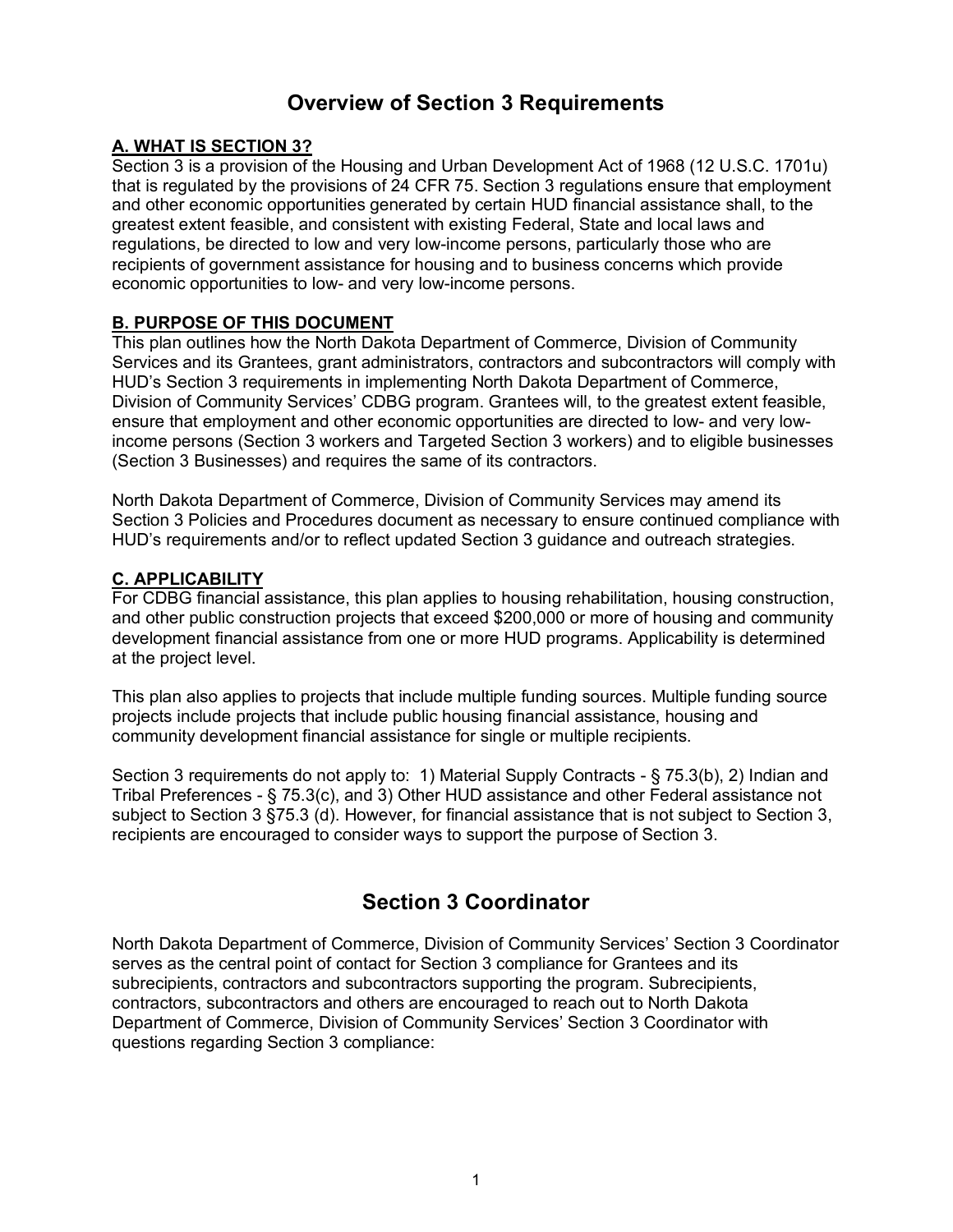# Overview of Section 3 Requirements

**A. WHAT IS SECTION 3?**

Section 3 is a provision of the Housing and Urban Development Act of 1968 (12 U.S.C. 1701u) that is regulated by the provisions of 24 CFR 75. Section 3 regulations ensure that employment and other economic opportunities generated by certain HUD financial assistance shall, to the greatest extent feasible, and consistent with existing Federal, State and local laws and regulations, be directed to low and very low-income persons, particularly those who are recipients of government assistance for housing and to business concerns which provide economic opportunities to low- and very low-income persons.

**B. PURPOSE OF THIS DOCUMENT**

This plan outlines how the North Dakota Department of Commerce, Division of Community Services and its Grantees, grant administrators, contractors and subcontractors will comply with HUD's Section 3 requirements in implementing North Dakota Department of Commerce, Division of Community Services' CDBG program. Grantees will, to the greatest extent feasible, ensure that employment and other economic opportunities are directed to low- and very low-income persons (Section 3 workers and Targeted Section 3 workers) and to eligible businesses (Section 3 Businesses) and requires the same of its contractors.

North Dakota Department of Commerce, Division of Community Services may amend its Section 3 Policies and Procedures document as necessary to ensure continued compliance with HUD's requirements and/or to reflect updated Section 3 guidance and outreach strategies.

**C. APPLICABILITY**

For CDBG financial assistance, this plan applies to housing rehabilitation, housing construction, and other public construction projects that exceed $200,000 or more of housing and community development financial assistance from one or more HUD programs. Applicability is determined at the project level.

This plan also applies to projects that include multiple funding sources. Multiple funding source projects include projects that include public housing financial assistance, housing and community development financial assistance for single or multiple recipients.

Section 3 requirements do not apply to: 1) Material Supply Contracts - § 75.3(b), 2) Indian and Tribal Preferences - § 75.3(c), and 3) Other HUD assistance and other Federal assistance not subject to Section 3 §75.3 (d). However, for financial assistance that is not subject to Section 3, recipients are encouraged to consider ways to support the purpose of Section 3.

# Section 3 Coordinator

North Dakota Department of Commerce, Division of Community Services' Section 3 Coordinator serves as the central point of contact for Section 3 compliance for Grantees and its subrecipients, contractors and subcontractors supporting the program. Subrecipients, contractors, subcontractors and others are encouraged to reach out to North Dakota Department of Commerce, Division of Community Services' Section 3 Coordinator with questions regarding Section 3 compliance: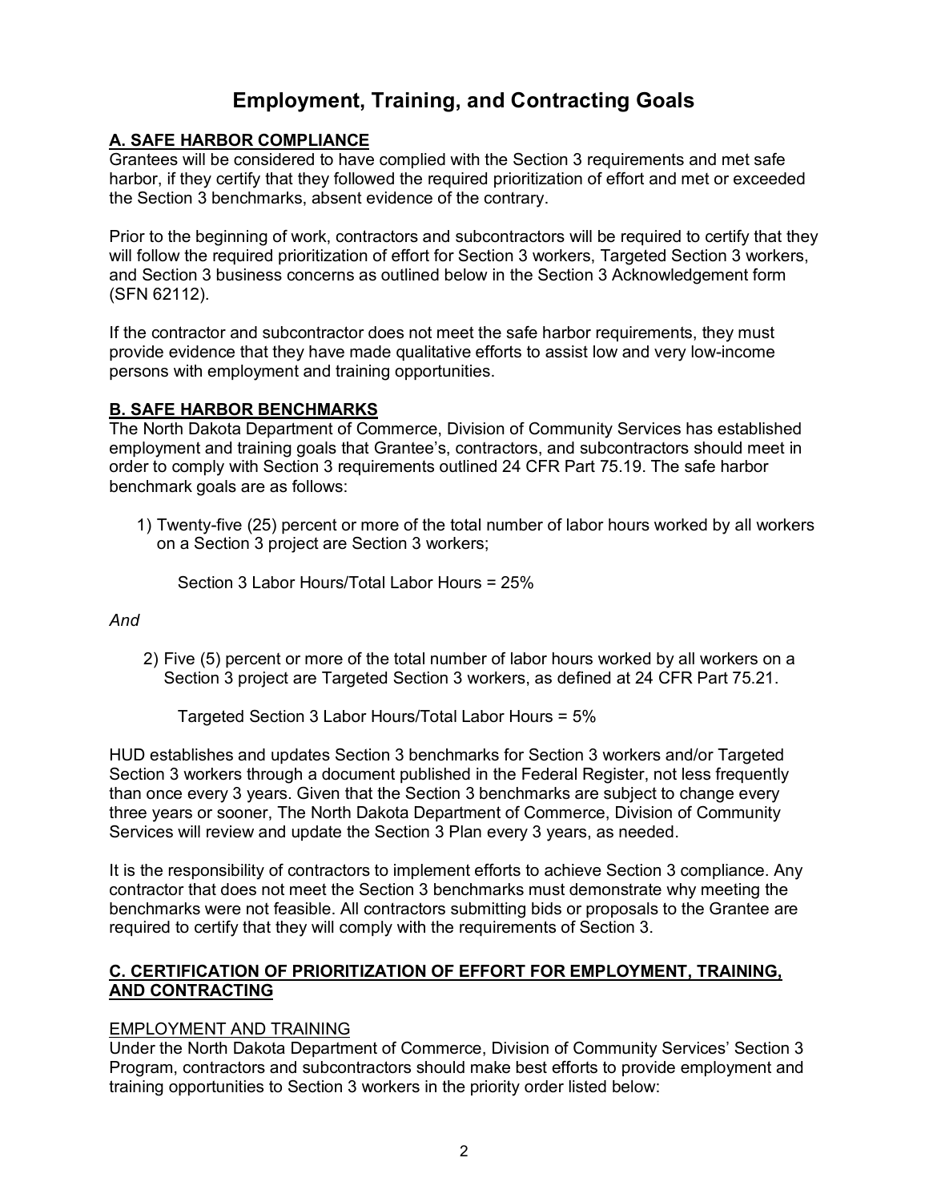# Employment, Training, and Contracting Goals

## A. SAFE HARBOR COMPLIANCE

Grantees will be considered to have complied with the Section 3 requirements and met safe harbor, if they certify that they followed the required prioritization of effort and met or exceeded the Section 3 benchmarks, absent evidence of the contrary.

Prior to the beginning of work, contractors and subcontractors will be required to certify that they will follow the required prioritization of effort for Section 3 workers, Targeted Section 3 workers, and Section 3 business concerns as outlined below in the Section 3 Acknowledgement form (SFN 62112).

If the contractor and subcontractor does not meet the safe harbor requirements, they must provide evidence that they have made qualitative efforts to assist low and very low-income persons with employment and training opportunities.

## B. SAFE HARBOR BENCHMARKS

The North Dakota Department of Commerce, Division of Community Services has established employment and training goals that Grantee's, contractors, and subcontractors should meet in order to comply with Section 3 requirements outlined 24 CFR Part 75.19. The safe harbor benchmark goals are as follows:

1) Twenty-five (25) percent or more of the total number of labor hours worked by all workers on a Section 3 project are Section 3 workers;

   Section 3 Labor Hours/Total Labor Hours = 25%

*And*

2) Five (5) percent or more of the total number of labor hours worked by all workers on a Section 3 project are Targeted Section 3 workers, as defined at 24 CFR Part 75.21.

   Targeted Section 3 Labor Hours/Total Labor Hours = 5%

HUD establishes and updates Section 3 benchmarks for Section 3 workers and/or Targeted Section 3 workers through a document published in the Federal Register, not less frequently than once every 3 years. Given that the Section 3 benchmarks are subject to change every three years or sooner, The North Dakota Department of Commerce, Division of Community Services will review and update the Section 3 Plan every 3 years, as needed.

It is the responsibility of contractors to implement efforts to achieve Section 3 compliance. Any contractor that does not meet the Section 3 benchmarks must demonstrate why meeting the benchmarks were not feasible. All contractors submitting bids or proposals to the Grantee are required to certify that they will comply with the requirements of Section 3.

## C. CERTIFICATION OF PRIORITIZATION OF EFFORT FOR EMPLOYMENT, TRAINING, AND CONTRACTING

EMPLOYMENT AND TRAINING

Under the North Dakota Department of Commerce, Division of Community Services' Section 3 Program, contractors and subcontractors should make best efforts to provide employment and training opportunities to Section 3 workers in the priority order listed below: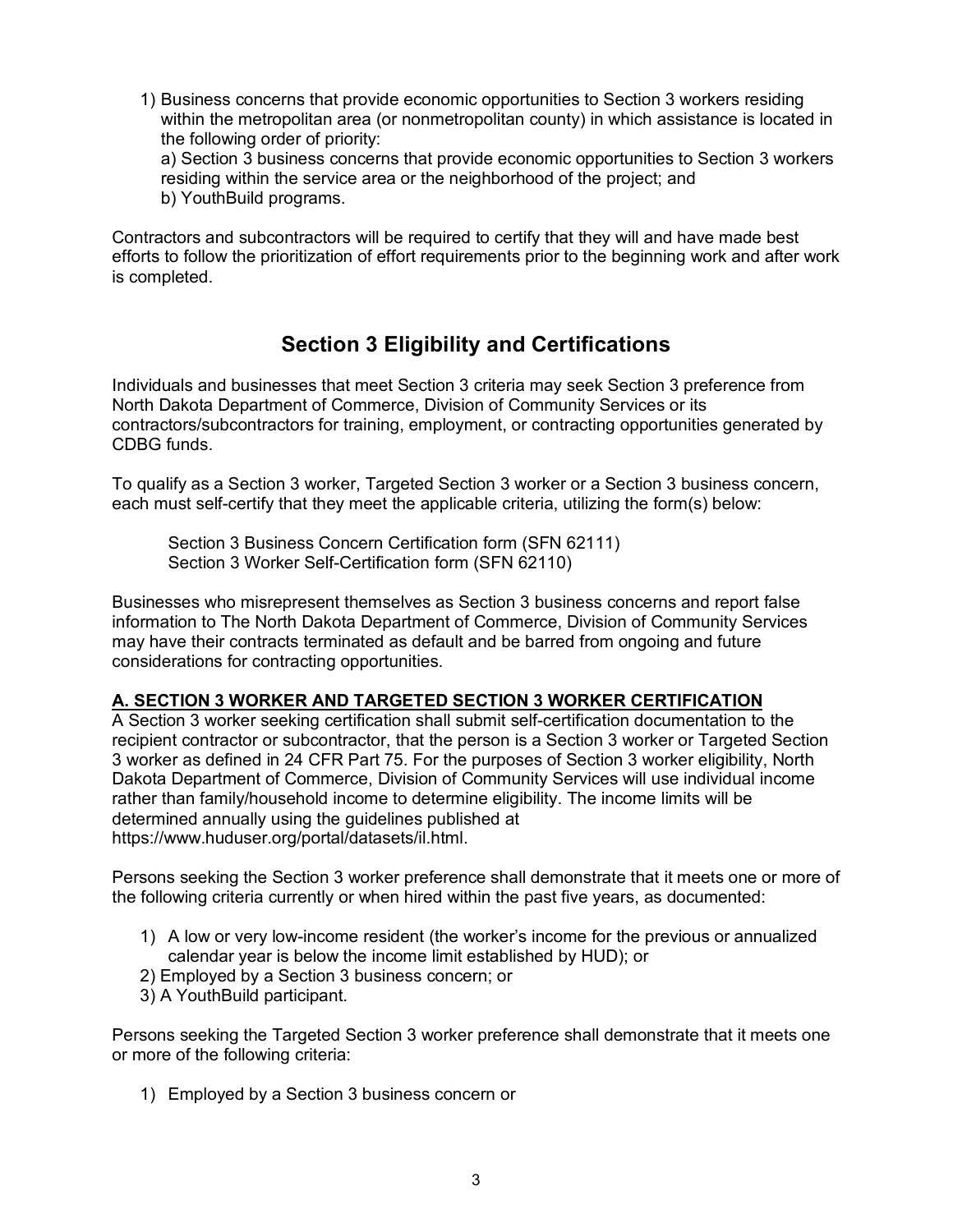1) Business concerns that provide economic opportunities to Section 3 workers residing within the metropolitan area (or nonmetropolitan county) in which assistance is located in the following order of priority:

   a) Section 3 business concerns that provide economic opportunities to Section 3 workers residing within the service area or the neighborhood of the project; and

   b) YouthBuild programs.

Contractors and subcontractors will be required to certify that they will and have made best efforts to follow the prioritization of effort requirements prior to the beginning work and after work is completed.

## Section 3 Eligibility and Certifications

Individuals and businesses that meet Section 3 criteria may seek Section 3 preference from North Dakota Department of Commerce, Division of Community Services or its contractors/subcontractors for training, employment, or contracting opportunities generated by CDBG funds.

To qualify as a Section 3 worker, Targeted Section 3 worker or a Section 3 business concern, each must self-certify that they meet the applicable criteria, utilizing the form(s) below:

> Section 3 Business Concern Certification form (SFN 62111)
> Section 3 Worker Self-Certification form (SFN 62110)

Businesses who misrepresent themselves as Section 3 business concerns and report false information to The North Dakota Department of Commerce, Division of Community Services may have their contracts terminated as default and be barred from ongoing and future considerations for contracting opportunities.

**A. SECTION 3 WORKER AND TARGETED SECTION 3 WORKER CERTIFICATION**

A Section 3 worker seeking certification shall submit self-certification documentation to the recipient contractor or subcontractor, that the person is a Section 3 worker or Targeted Section 3 worker as defined in 24 CFR Part 75. For the purposes of Section 3 worker eligibility, North Dakota Department of Commerce, Division of Community Services will use individual income rather than family/household income to determine eligibility. The income limits will be determined annually using the guidelines published at https://www.huduser.org/portal/datasets/il.html.

Persons seeking the Section 3 worker preference shall demonstrate that it meets one or more of the following criteria currently or when hired within the past five years, as documented:

1) A low or very low-income resident (the worker's income for the previous or annualized calendar year is below the income limit established by HUD); or
2) Employed by a Section 3 business concern; or
3) A YouthBuild participant.

Persons seeking the Targeted Section 3 worker preference shall demonstrate that it meets one or more of the following criteria:

1) Employed by a Section 3 business concern or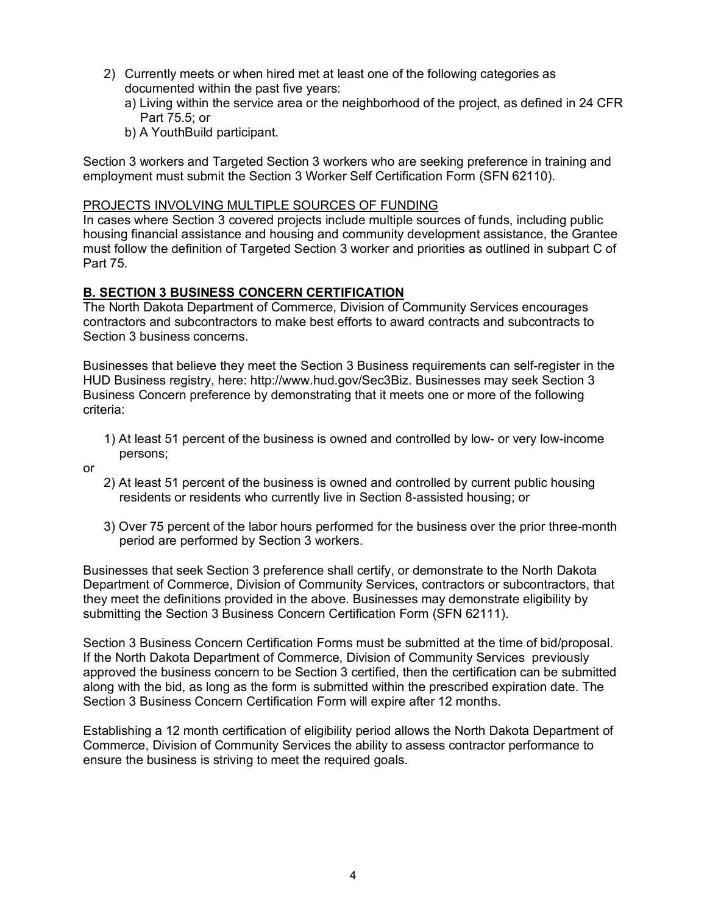2) Currently meets or when hired met at least one of the following categories as documented within the past five years:
   a) Living within the service area or the neighborhood of the project, as defined in 24 CFR Part 75.5; or
   b) A YouthBuild participant.

Section 3 workers and Targeted Section 3 workers who are seeking preference in training and employment must submit the Section 3 Worker Self Certification Form (SFN 62110).

<u>PROJECTS INVOLVING MULTIPLE SOURCES OF FUNDING</u>

In cases where Section 3 covered projects include multiple sources of funds, including public housing financial assistance and housing and community development assistance, the Grantee must follow the definition of Targeted Section 3 worker and priorities as outlined in subpart C of Part 75.

## B. SECTION 3 BUSINESS CONCERN CERTIFICATION

The North Dakota Department of Commerce, Division of Community Services encourages contractors and subcontractors to make best efforts to award contracts and subcontracts to Section 3 business concerns.

Businesses that believe they meet the Section 3 Business requirements can self-register in the HUD Business registry, here: http://www.hud.gov/Sec3Biz. Businesses may seek Section 3 Business Concern preference by demonstrating that it meets one or more of the following criteria:

1) At least 51 percent of the business is owned and controlled by low- or very low-income persons;

or

2) At least 51 percent of the business is owned and controlled by current public housing residents or residents who currently live in Section 8-assisted housing; or

3) Over 75 percent of the labor hours performed for the business over the prior three-month period are performed by Section 3 workers.

Businesses that seek Section 3 preference shall certify, or demonstrate to the North Dakota Department of Commerce, Division of Community Services, contractors or subcontractors, that they meet the definitions provided in the above. Businesses may demonstrate eligibility by submitting the Section 3 Business Concern Certification Form (SFN 62111).

Section 3 Business Concern Certification Forms must be submitted at the time of bid/proposal. If the North Dakota Department of Commerce, Division of Community Services previously approved the business concern to be Section 3 certified, then the certification can be submitted along with the bid, as long as the form is submitted within the prescribed expiration date. The Section 3 Business Concern Certification Form will expire after 12 months.

Establishing a 12 month certification of eligibility period allows the North Dakota Department of Commerce, Division of Community Services the ability to assess contractor performance to ensure the business is striving to meet the required goals.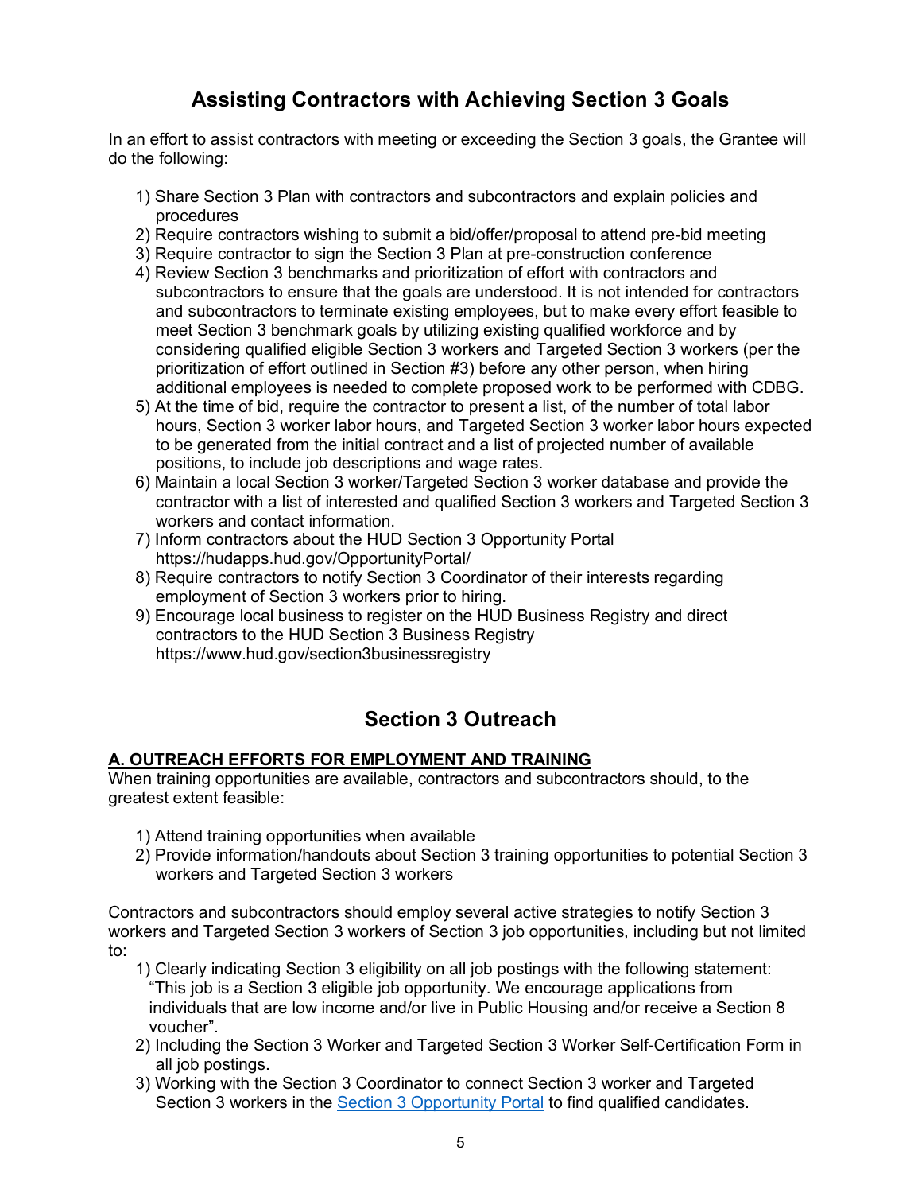## Assisting Contractors with Achieving Section 3 Goals

In an effort to assist contractors with meeting or exceeding the Section 3 goals, the Grantee will do the following:

1) Share Section 3 Plan with contractors and subcontractors and explain policies and procedures
2) Require contractors wishing to submit a bid/offer/proposal to attend pre-bid meeting
3) Require contractor to sign the Section 3 Plan at pre-construction conference
4) Review Section 3 benchmarks and prioritization of effort with contractors and subcontractors to ensure that the goals are understood. It is not intended for contractors and subcontractors to terminate existing employees, but to make every effort feasible to meet Section 3 benchmark goals by utilizing existing qualified workforce and by considering qualified eligible Section 3 workers and Targeted Section 3 workers (per the prioritization of effort outlined in Section #3) before any other person, when hiring additional employees is needed to complete proposed work to be performed with CDBG.
5) At the time of bid, require the contractor to present a list, of the number of total labor hours, Section 3 worker labor hours, and Targeted Section 3 worker labor hours expected to be generated from the initial contract and a list of projected number of available positions, to include job descriptions and wage rates.
6) Maintain a local Section 3 worker/Targeted Section 3 worker database and provide the contractor with a list of interested and qualified Section 3 workers and Targeted Section 3 workers and contact information.
7) Inform contractors about the HUD Section 3 Opportunity Portal https://hudapps.hud.gov/OpportunityPortal/
8) Require contractors to notify Section 3 Coordinator of their interests regarding employment of Section 3 workers prior to hiring.
9) Encourage local business to register on the HUD Business Registry and direct contractors to the HUD Section 3 Business Registry https://www.hud.gov/section3businessregistry

## Section 3 Outreach

**A. OUTREACH EFFORTS FOR EMPLOYMENT AND TRAINING**

When training opportunities are available, contractors and subcontractors should, to the greatest extent feasible:

1) Attend training opportunities when available
2) Provide information/handouts about Section 3 training opportunities to potential Section 3 workers and Targeted Section 3 workers

Contractors and subcontractors should employ several active strategies to notify Section 3 workers and Targeted Section 3 workers of Section 3 job opportunities, including but not limited to:

1) Clearly indicating Section 3 eligibility on all job postings with the following statement: "This job is a Section 3 eligible job opportunity. We encourage applications from individuals that are low income and/or live in Public Housing and/or receive a Section 8 voucher".
2) Including the Section 3 Worker and Targeted Section 3 Worker Self-Certification Form in all job postings.
3) Working with the Section 3 Coordinator to connect Section 3 worker and Targeted Section 3 workers in the Section 3 Opportunity Portal to find qualified candidates.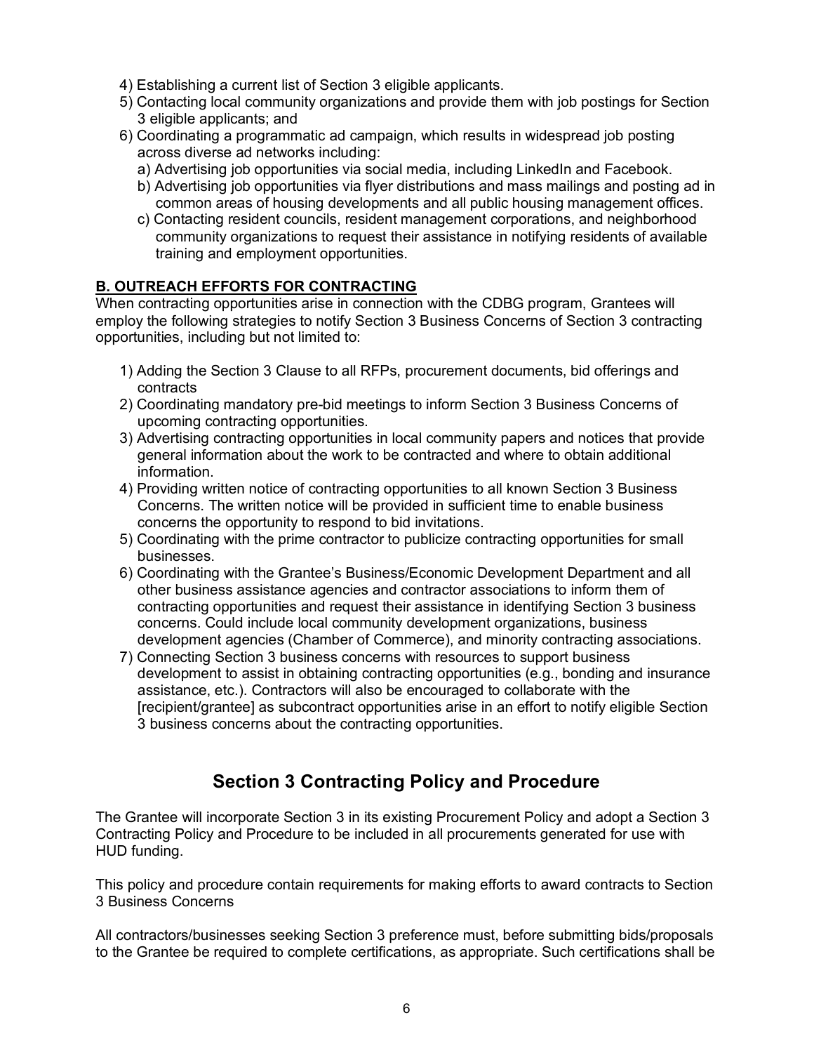4) Establishing a current list of Section 3 eligible applicants.
5) Contacting local community organizations and provide them with job postings for Section 3 eligible applicants; and
6) Coordinating a programmatic ad campaign, which results in widespread job posting across diverse ad networks including:
   a) Advertising job opportunities via social media, including LinkedIn and Facebook.
   b) Advertising job opportunities via flyer distributions and mass mailings and posting ad in common areas of housing developments and all public housing management offices.
   c) Contacting resident councils, resident management corporations, and neighborhood community organizations to request their assistance in notifying residents of available training and employment opportunities.

**B. OUTREACH EFFORTS FOR CONTRACTING**

When contracting opportunities arise in connection with the CDBG program, Grantees will employ the following strategies to notify Section 3 Business Concerns of Section 3 contracting opportunities, including but not limited to:

1) Adding the Section 3 Clause to all RFPs, procurement documents, bid offerings and contracts
2) Coordinating mandatory pre-bid meetings to inform Section 3 Business Concerns of upcoming contracting opportunities.
3) Advertising contracting opportunities in local community papers and notices that provide general information about the work to be contracted and where to obtain additional information.
4) Providing written notice of contracting opportunities to all known Section 3 Business Concerns. The written notice will be provided in sufficient time to enable business concerns the opportunity to respond to bid invitations.
5) Coordinating with the prime contractor to publicize contracting opportunities for small businesses.
6) Coordinating with the Grantee's Business/Economic Development Department and all other business assistance agencies and contractor associations to inform them of contracting opportunities and request their assistance in identifying Section 3 business concerns. Could include local community development organizations, business development agencies (Chamber of Commerce), and minority contracting associations.
7) Connecting Section 3 business concerns with resources to support business development to assist in obtaining contracting opportunities (e.g., bonding and insurance assistance, etc.). Contractors will also be encouraged to collaborate with the [recipient/grantee] as subcontract opportunities arise in an effort to notify eligible Section 3 business concerns about the contracting opportunities.

## Section 3 Contracting Policy and Procedure

The Grantee will incorporate Section 3 in its existing Procurement Policy and adopt a Section 3 Contracting Policy and Procedure to be included in all procurements generated for use with HUD funding.

This policy and procedure contain requirements for making efforts to award contracts to Section 3 Business Concerns

All contractors/businesses seeking Section 3 preference must, before submitting bids/proposals to the Grantee be required to complete certifications, as appropriate. Such certifications shall be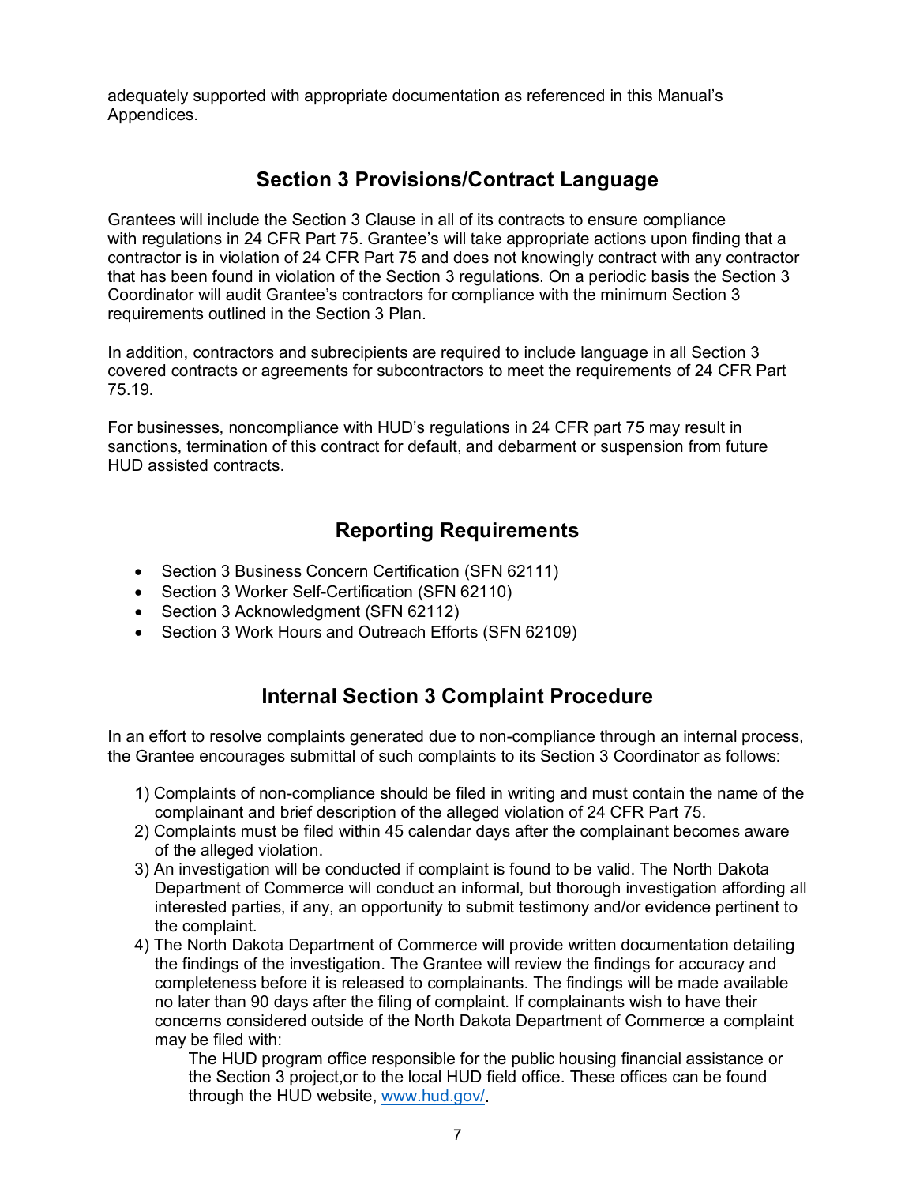adequately supported with appropriate documentation as referenced in this Manual's Appendices.

## Section 3 Provisions/Contract Language

Grantees will include the Section 3 Clause in all of its contracts to ensure compliance with regulations in 24 CFR Part 75. Grantee's will take appropriate actions upon finding that a contractor is in violation of 24 CFR Part 75 and does not knowingly contract with any contractor that has been found in violation of the Section 3 regulations. On a periodic basis the Section 3 Coordinator will audit Grantee's contractors for compliance with the minimum Section 3 requirements outlined in the Section 3 Plan.

In addition, contractors and subrecipients are required to include language in all Section 3 covered contracts or agreements for subcontractors to meet the requirements of 24 CFR Part 75.19.

For businesses, noncompliance with HUD's regulations in 24 CFR part 75 may result in sanctions, termination of this contract for default, and debarment or suspension from future HUD assisted contracts.

## Reporting Requirements

- Section 3 Business Concern Certification (SFN 62111)
- Section 3 Worker Self-Certification (SFN 62110)
- Section 3 Acknowledgment (SFN 62112)
- Section 3 Work Hours and Outreach Efforts (SFN 62109)

## Internal Section 3 Complaint Procedure

In an effort to resolve complaints generated due to non-compliance through an internal process, the Grantee encourages submittal of such complaints to its Section 3 Coordinator as follows:

1) Complaints of non-compliance should be filed in writing and must contain the name of the complainant and brief description of the alleged violation of 24 CFR Part 75.
2) Complaints must be filed within 45 calendar days after the complainant becomes aware of the alleged violation.
3) An investigation will be conducted if complaint is found to be valid. The North Dakota Department of Commerce will conduct an informal, but thorough investigation affording all interested parties, if any, an opportunity to submit testimony and/or evidence pertinent to the complaint.
4) The North Dakota Department of Commerce will provide written documentation detailing the findings of the investigation. The Grantee will review the findings for accuracy and completeness before it is released to complainants. The findings will be made available no later than 90 days after the filing of complaint. If complainants wish to have their concerns considered outside of the North Dakota Department of Commerce a complaint may be filed with:

   The HUD program office responsible for the public housing financial assistance or the Section 3 project,or to the local HUD field office. These offices can be found through the HUD website, [www.hud.gov/](http://www.hud.gov/).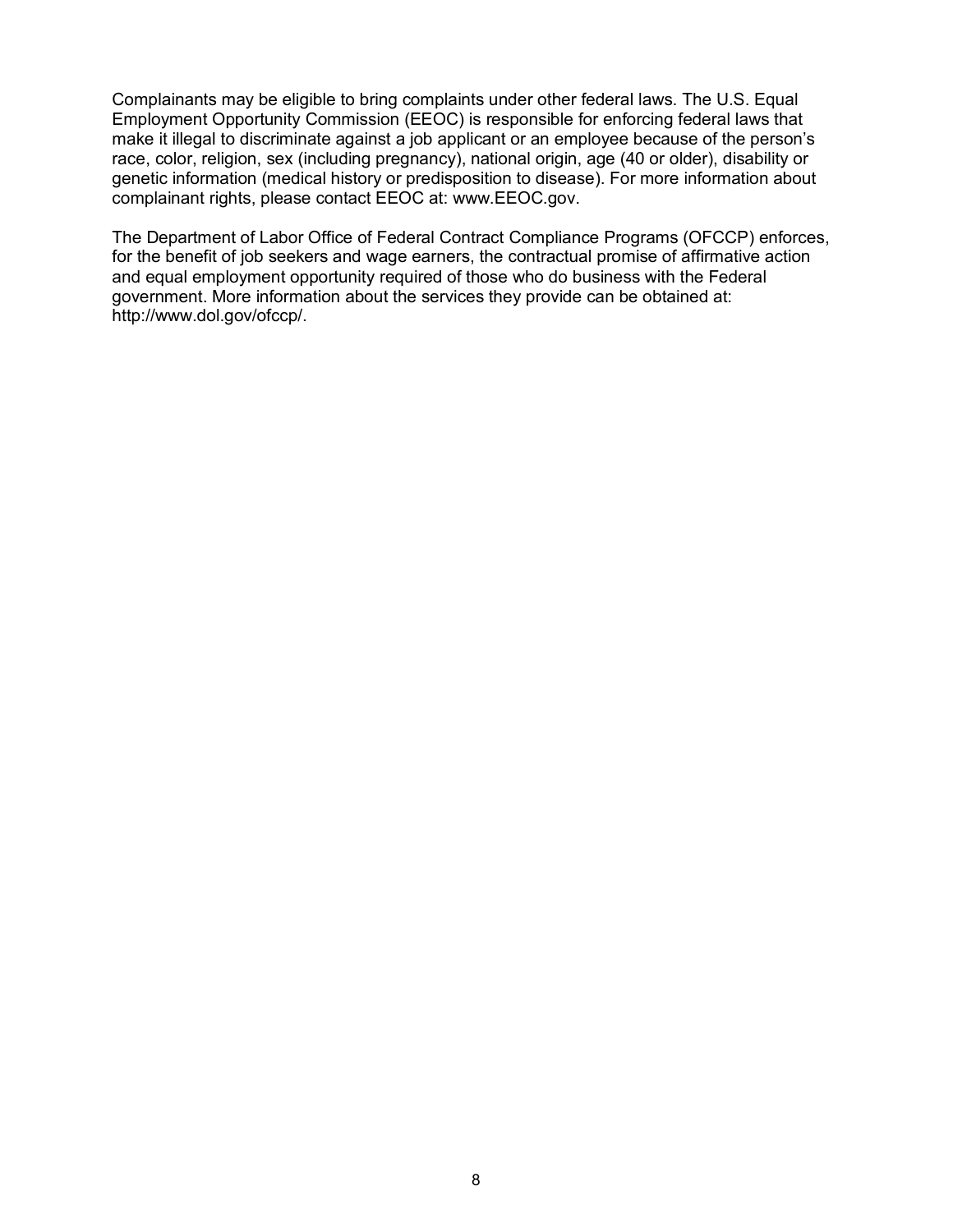Complainants may be eligible to bring complaints under other federal laws. The U.S. Equal Employment Opportunity Commission (EEOC) is responsible for enforcing federal laws that make it illegal to discriminate against a job applicant or an employee because of the person's race, color, religion, sex (including pregnancy), national origin, age (40 or older), disability or genetic information (medical history or predisposition to disease). For more information about complainant rights, please contact EEOC at: www.EEOC.gov.

The Department of Labor Office of Federal Contract Compliance Programs (OFCCP) enforces, for the benefit of job seekers and wage earners, the contractual promise of affirmative action and equal employment opportunity required of those who do business with the Federal government. More information about the services they provide can be obtained at: http://www.dol.gov/ofccp/.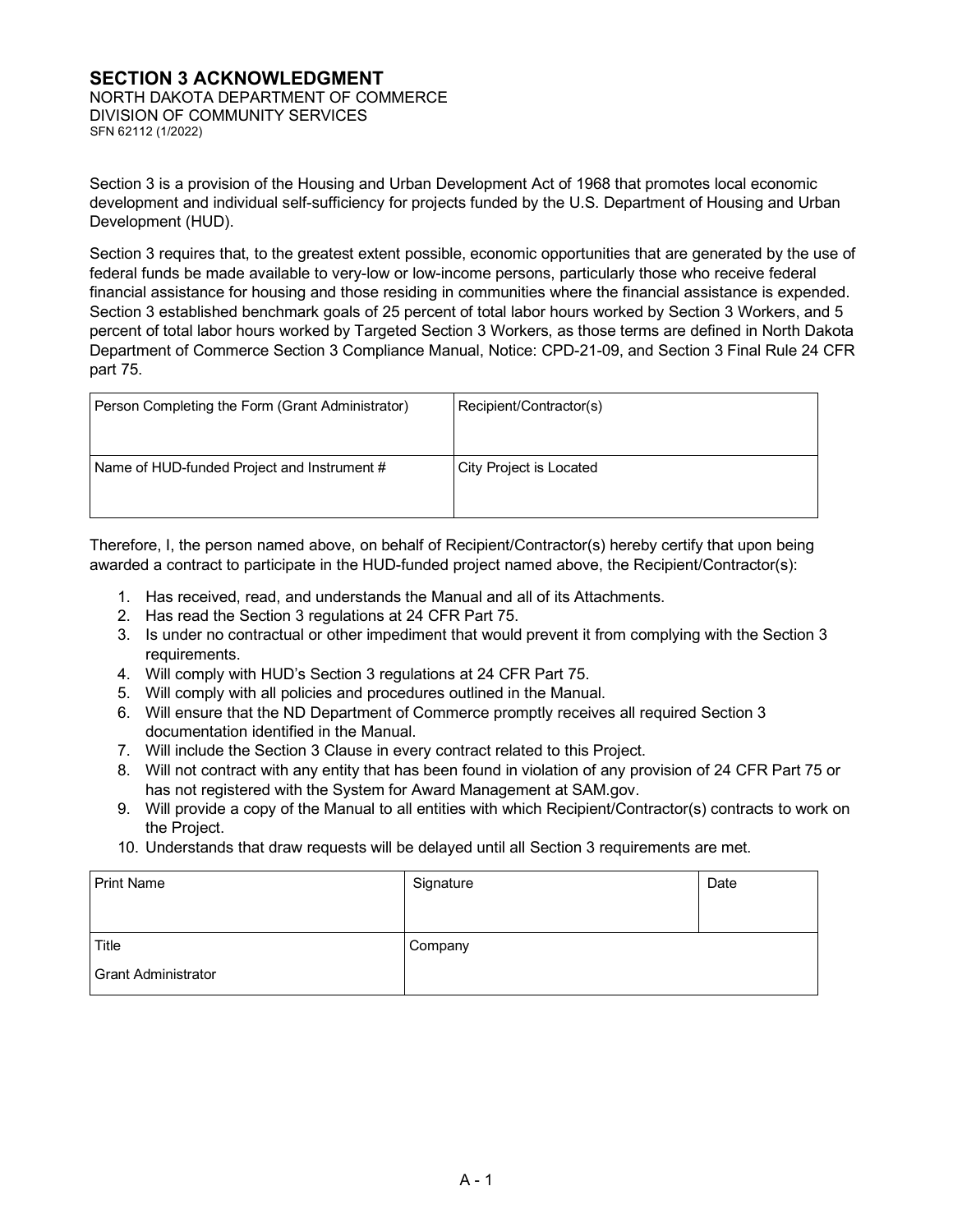# SECTION 3 ACKNOWLEDGMENT

NORTH DAKOTA DEPARTMENT OF COMMERCE
DIVISION OF COMMUNITY SERVICES
SFN 62112 (1/2022)

Section 3 is a provision of the Housing and Urban Development Act of 1968 that promotes local economic development and individual self-sufficiency for projects funded by the U.S. Department of Housing and Urban Development (HUD).

Section 3 requires that, to the greatest extent possible, economic opportunities that are generated by the use of federal funds be made available to very-low or low-income persons, particularly those who receive federal financial assistance for housing and those residing in communities where the financial assistance is expended. Section 3 established benchmark goals of 25 percent of total labor hours worked by Section 3 Workers, and 5 percent of total labor hours worked by Targeted Section 3 Workers, as those terms are defined in North Dakota Department of Commerce Section 3 Compliance Manual, Notice: CPD-21-09, and Section 3 Final Rule 24 CFR part 75.

| Person Completing the Form (Grant Administrator) | Recipient/Contractor(s) |
|---|---|
| Name of HUD-funded Project and Instrument # | City Project is Located |

Therefore, I, the person named above, on behalf of Recipient/Contractor(s) hereby certify that upon being awarded a contract to participate in the HUD-funded project named above, the Recipient/Contractor(s):

1. Has received, read, and understands the Manual and all of its Attachments.
2. Has read the Section 3 regulations at 24 CFR Part 75.
3. Is under no contractual or other impediment that would prevent it from complying with the Section 3 requirements.
4. Will comply with HUD's Section 3 regulations at 24 CFR Part 75.
5. Will comply with all policies and procedures outlined in the Manual.
6. Will ensure that the ND Department of Commerce promptly receives all required Section 3 documentation identified in the Manual.
7. Will include the Section 3 Clause in every contract related to this Project.
8. Will not contract with any entity that has been found in violation of any provision of 24 CFR Part 75 or has not registered with the System for Award Management at SAM.gov.
9. Will provide a copy of the Manual to all entities with which Recipient/Contractor(s) contracts to work on the Project.
10. Understands that draw requests will be delayed until all Section 3 requirements are met.

| Print Name | Signature | Date |
|---|---|---|
| Title<br>Grant Administrator | Company | |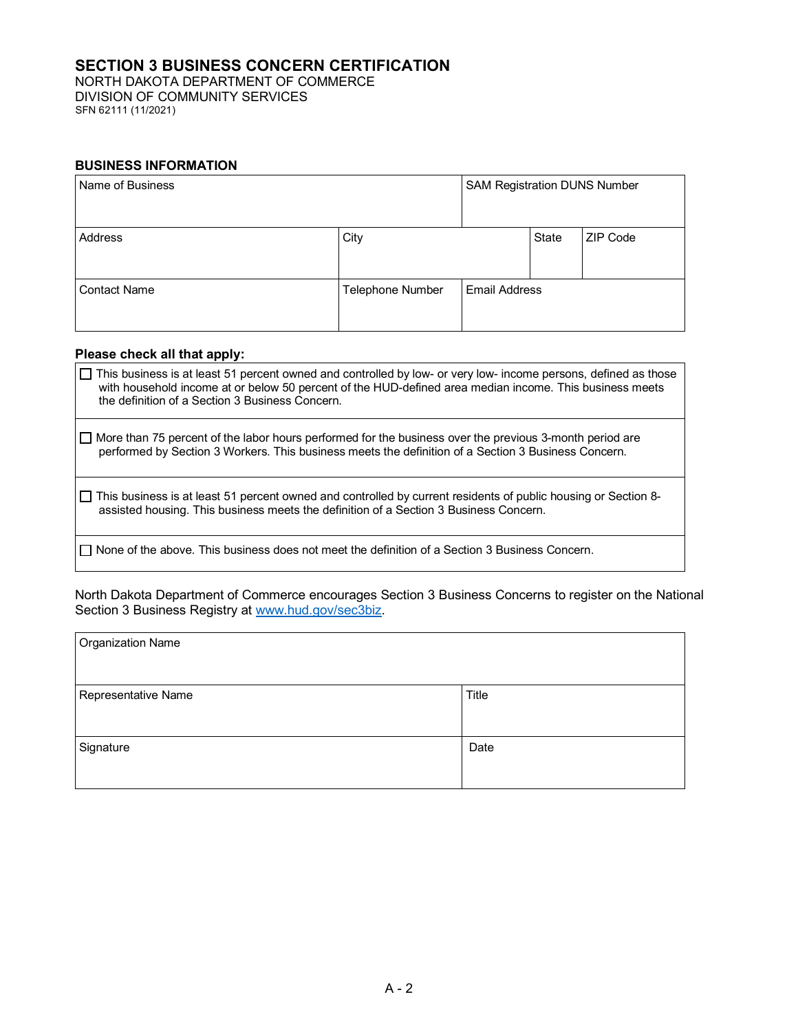# SECTION 3 BUSINESS CONCERN CERTIFICATION

NORTH DAKOTA DEPARTMENT OF COMMERCE
DIVISION OF COMMUNITY SERVICES
SFN 62111 (11/2021)

## BUSINESS INFORMATION

| Name of Business | | | SAM Registration DUNS Number | |
|---|---|---|---|---|
| Address | City | | State | ZIP Code |
| Contact Name | Telephone Number | Email Address | | |

**Please check all that apply:**

- ☐ This business is at least 51 percent owned and controlled by low- or very low- income persons, defined as those with household income at or below 50 percent of the HUD-defined area median income. This business meets the definition of a Section 3 Business Concern.
- ☐ More than 75 percent of the labor hours performed for the business over the previous 3-month period are performed by Section 3 Workers. This business meets the definition of a Section 3 Business Concern.
- ☐ This business is at least 51 percent owned and controlled by current residents of public housing or Section 8-assisted housing. This business meets the definition of a Section 3 Business Concern.
- ☐ None of the above. This business does not meet the definition of a Section 3 Business Concern.

North Dakota Department of Commerce encourages Section 3 Business Concerns to register on the National Section 3 Business Registry at [www.hud.gov/sec3biz](www.hud.gov/sec3biz).

| Organization Name | |
|---|---|
| Representative Name | Title |
| Signature | Date |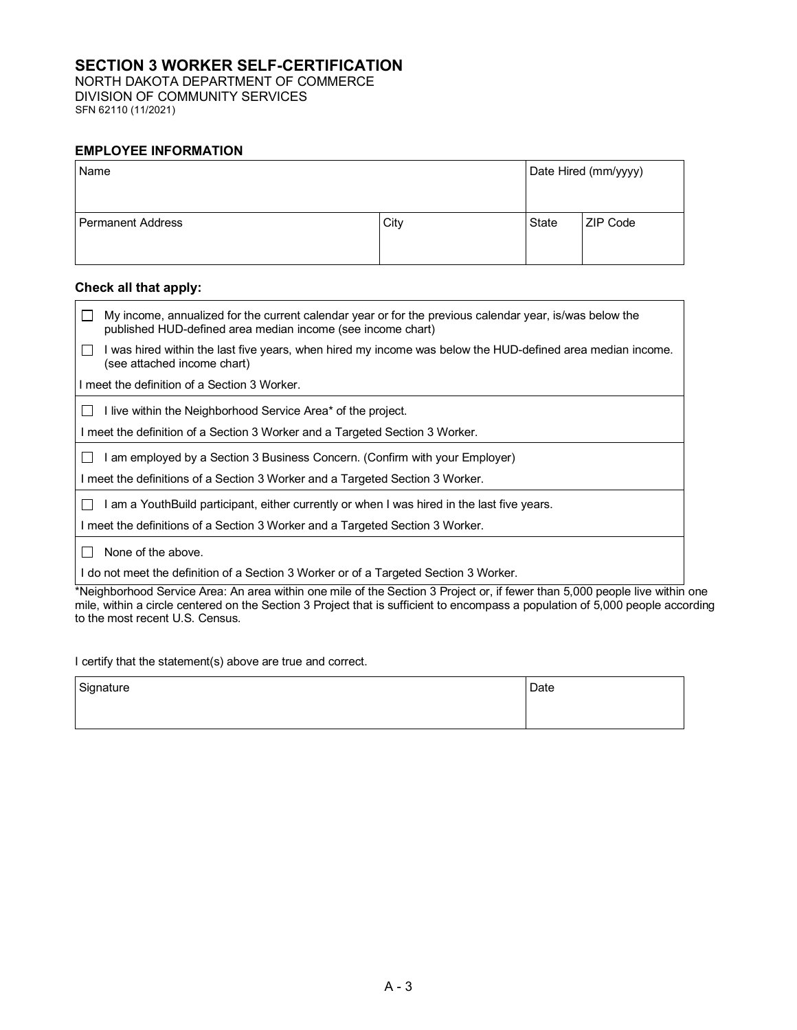## SECTION 3 WORKER SELF-CERTIFICATION

NORTH DAKOTA DEPARTMENT OF COMMERCE
DIVISION OF COMMUNITY SERVICES
SFN 62110 (11/2021)

### EMPLOYEE INFORMATION

| Name | | Date Hired (mm/yyyy) | |
|---|---|---|---|
| Permanent Address | City | State | ZIP Code |

### Check all that apply:

- ☐ My income, annualized for the current calendar year or for the previous calendar year, is/was below the published HUD-defined area median income (see income chart)
- ☐ I was hired within the last five years, when hired my income was below the HUD-defined area median income. (see attached income chart)

I meet the definition of a Section 3 Worker.

- ☐ I live within the Neighborhood Service Area* of the project.

I meet the definition of a Section 3 Worker and a Targeted Section 3 Worker.

- ☐ I am employed by a Section 3 Business Concern. (Confirm with your Employer)

I meet the definitions of a Section 3 Worker and a Targeted Section 3 Worker.

- ☐ I am a YouthBuild participant, either currently or when I was hired in the last five years.

I meet the definitions of a Section 3 Worker and a Targeted Section 3 Worker.

- ☐ None of the above.

I do not meet the definition of a Section 3 Worker or of a Targeted Section 3 Worker.

*Neighborhood Service Area: An area within one mile of the Section 3 Project or, if fewer than 5,000 people live within one mile, within a circle centered on the Section 3 Project that is sufficient to encompass a population of 5,000 people according to the most recent U.S. Census.

I certify that the statement(s) above are true and correct.

| Signature | Date |
|---|---|
| | |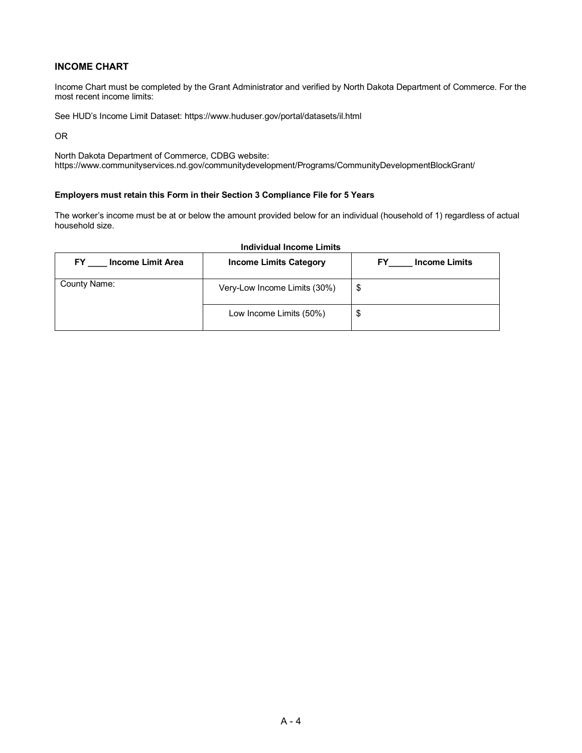## INCOME CHART

Income Chart must be completed by the Grant Administrator and verified by North Dakota Department of Commerce. For the most recent income limits:

See HUD's Income Limit Dataset: https://www.huduser.gov/portal/datasets/il.html

OR

North Dakota Department of Commerce, CDBG website:
https://www.communityservices.nd.gov/communitydevelopment/Programs/CommunityDevelopmentBlockGrant/

**Employers must retain this Form in their Section 3 Compliance File for 5 Years**

The worker's income must be at or below the amount provided below for an individual (household of 1) regardless of actual household size.

**Individual Income Limits**

| FY ____ Income Limit Area | Income Limits Category | FY_____ Income Limits |
|---|---|---|
| County Name: | Very-Low Income Limits (30%) | $ |
| | Low Income Limits (50%) | $ |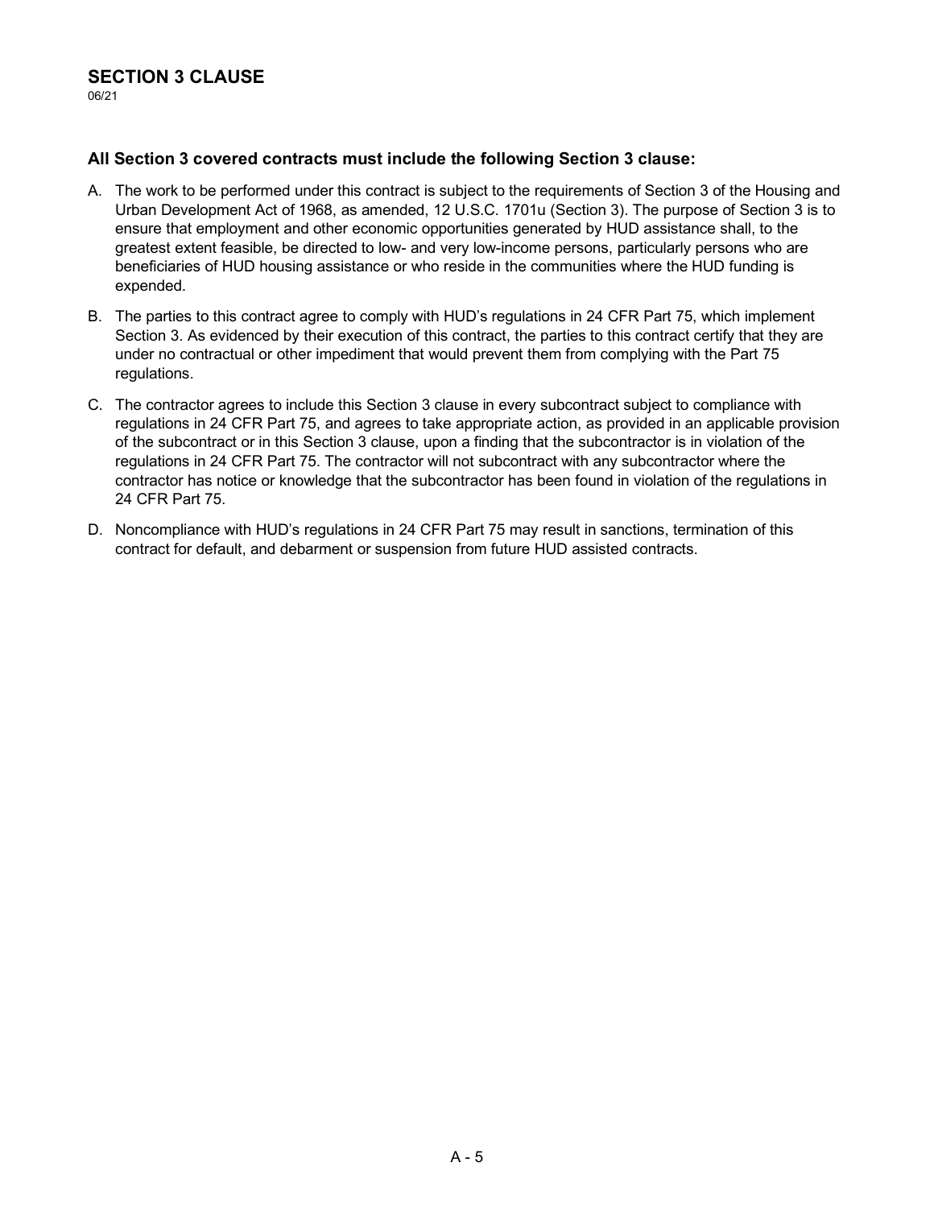## SECTION 3 CLAUSE

06/21

### All Section 3 covered contracts must include the following Section 3 clause:

A. The work to be performed under this contract is subject to the requirements of Section 3 of the Housing and Urban Development Act of 1968, as amended, 12 U.S.C. 1701u (Section 3). The purpose of Section 3 is to ensure that employment and other economic opportunities generated by HUD assistance shall, to the greatest extent feasible, be directed to low- and very low-income persons, particularly persons who are beneficiaries of HUD housing assistance or who reside in the communities where the HUD funding is expended.

B. The parties to this contract agree to comply with HUD's regulations in 24 CFR Part 75, which implement Section 3. As evidenced by their execution of this contract, the parties to this contract certify that they are under no contractual or other impediment that would prevent them from complying with the Part 75 regulations.

C. The contractor agrees to include this Section 3 clause in every subcontract subject to compliance with regulations in 24 CFR Part 75, and agrees to take appropriate action, as provided in an applicable provision of the subcontract or in this Section 3 clause, upon a finding that the subcontractor is in violation of the regulations in 24 CFR Part 75. The contractor will not subcontract with any subcontractor where the contractor has notice or knowledge that the subcontractor has been found in violation of the regulations in 24 CFR Part 75.

D. Noncompliance with HUD's regulations in 24 CFR Part 75 may result in sanctions, termination of this contract for default, and debarment or suspension from future HUD assisted contracts.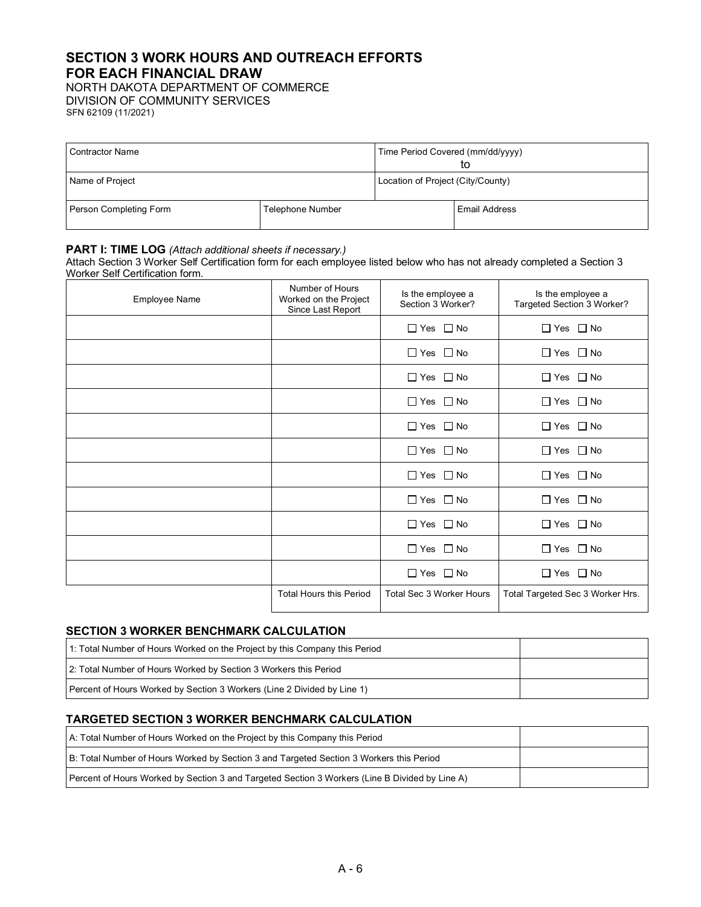# SECTION 3 WORK HOURS AND OUTREACH EFFORTS FOR EACH FINANCIAL DRAW

NORTH DAKOTA DEPARTMENT OF COMMERCE
DIVISION OF COMMUNITY SERVICES
SFN 62109 (11/2021)

| Contractor Name | | Time Period Covered (mm/dd/yyyy) to | |
|---|---|---|---|
| Name of Project | | Location of Project (City/County) | |
| Person Completing Form | Telephone Number | | Email Address |

### PART I: TIME LOG *(Attach additional sheets if necessary.)*

Attach Section 3 Worker Self Certification form for each employee listed below who has not already completed a Section 3 Worker Self Certification form.

| Employee Name | Number of Hours Worked on the Project Since Last Report | Is the employee a Section 3 Worker? | Is the employee a Targeted Section 3 Worker? |
|---|---|---|---|
| | | ☐ Yes ☐ No | ☐ Yes ☐ No |
| | | ☐ Yes ☐ No | ☐ Yes ☐ No |
| | | ☐ Yes ☐ No | ☐ Yes ☐ No |
| | | ☐ Yes ☐ No | ☐ Yes ☐ No |
| | | ☐ Yes ☐ No | ☐ Yes ☐ No |
| | | ☐ Yes ☐ No | ☐ Yes ☐ No |
| | | ☐ Yes ☐ No | ☐ Yes ☐ No |
| | | ☐ Yes ☐ No | ☐ Yes ☐ No |
| | | ☐ Yes ☐ No | ☐ Yes ☐ No |
| | | ☐ Yes ☐ No | ☐ Yes ☐ No |
| | | ☐ Yes ☐ No | ☐ Yes ☐ No |
| | Total Hours this Period | Total Sec 3 Worker Hours | Total Targeted Sec 3 Worker Hrs. |

### SECTION 3 WORKER BENCHMARK CALCULATION

| | |
|---|---|
| 1: Total Number of Hours Worked on the Project by this Company this Period | |
| 2: Total Number of Hours Worked by Section 3 Workers this Period | |
| Percent of Hours Worked by Section 3 Workers (Line 2 Divided by Line 1) | |

### TARGETED SECTION 3 WORKER BENCHMARK CALCULATION

| | |
|---|---|
| A: Total Number of Hours Worked on the Project by this Company this Period | |
| B: Total Number of Hours Worked by Section 3 and Targeted Section 3 Workers this Period | |
| Percent of Hours Worked by Section 3 and Targeted Section 3 Workers (Line B Divided by Line A) | |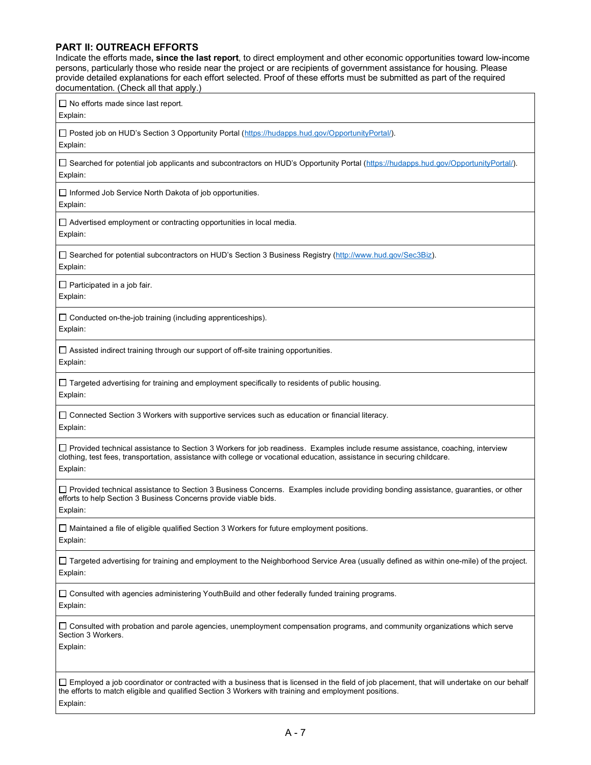## PART II: OUTREACH EFFORTS

Indicate the efforts made**, since the last report**, to direct employment and other economic opportunities toward low-income persons, particularly those who reside near the project or are recipients of government assistance for housing. Please provide detailed explanations for each effort selected. Proof of these efforts must be submitted as part of the required documentation. (Check all that apply.)

☐ No efforts made since last report.
Explain:

☐ Posted job on HUD's Section 3 Opportunity Portal (https://hudapps.hud.gov/OpportunityPortal/).
Explain:

☐ Searched for potential job applicants and subcontractors on HUD's Opportunity Portal (https://hudapps.hud.gov/OpportunityPortal/).
Explain:

☐ Informed Job Service North Dakota of job opportunities.
Explain:

☐ Advertised employment or contracting opportunities in local media.
Explain:

☐ Searched for potential subcontractors on HUD's Section 3 Business Registry (http://www.hud.gov/Sec3Biz).
Explain:

☐ Participated in a job fair.
Explain:

☐ Conducted on-the-job training (including apprenticeships).
Explain:

☐ Assisted indirect training through our support of off-site training opportunities.
Explain:

☐ Targeted advertising for training and employment specifically to residents of public housing.
Explain:

☐ Connected Section 3 Workers with supportive services such as education or financial literacy.
Explain:

☐ Provided technical assistance to Section 3 Workers for job readiness. Examples include resume assistance, coaching, interview clothing, test fees, transportation, assistance with college or vocational education, assistance in securing childcare.
Explain:

☐ Provided technical assistance to Section 3 Business Concerns. Examples include providing bonding assistance, guaranties, or other efforts to help Section 3 Business Concerns provide viable bids.
Explain:

☐ Maintained a file of eligible qualified Section 3 Workers for future employment positions.
Explain:

☐ Targeted advertising for training and employment to the Neighborhood Service Area (usually defined as within one-mile) of the project.
Explain:

☐ Consulted with agencies administering YouthBuild and other federally funded training programs.
Explain:

☐ Consulted with probation and parole agencies, unemployment compensation programs, and community organizations which serve Section 3 Workers.
Explain:

☐ Employed a job coordinator or contracted with a business that is licensed in the field of job placement, that will undertake on our behalf the efforts to match eligible and qualified Section 3 Workers with training and employment positions.
Explain: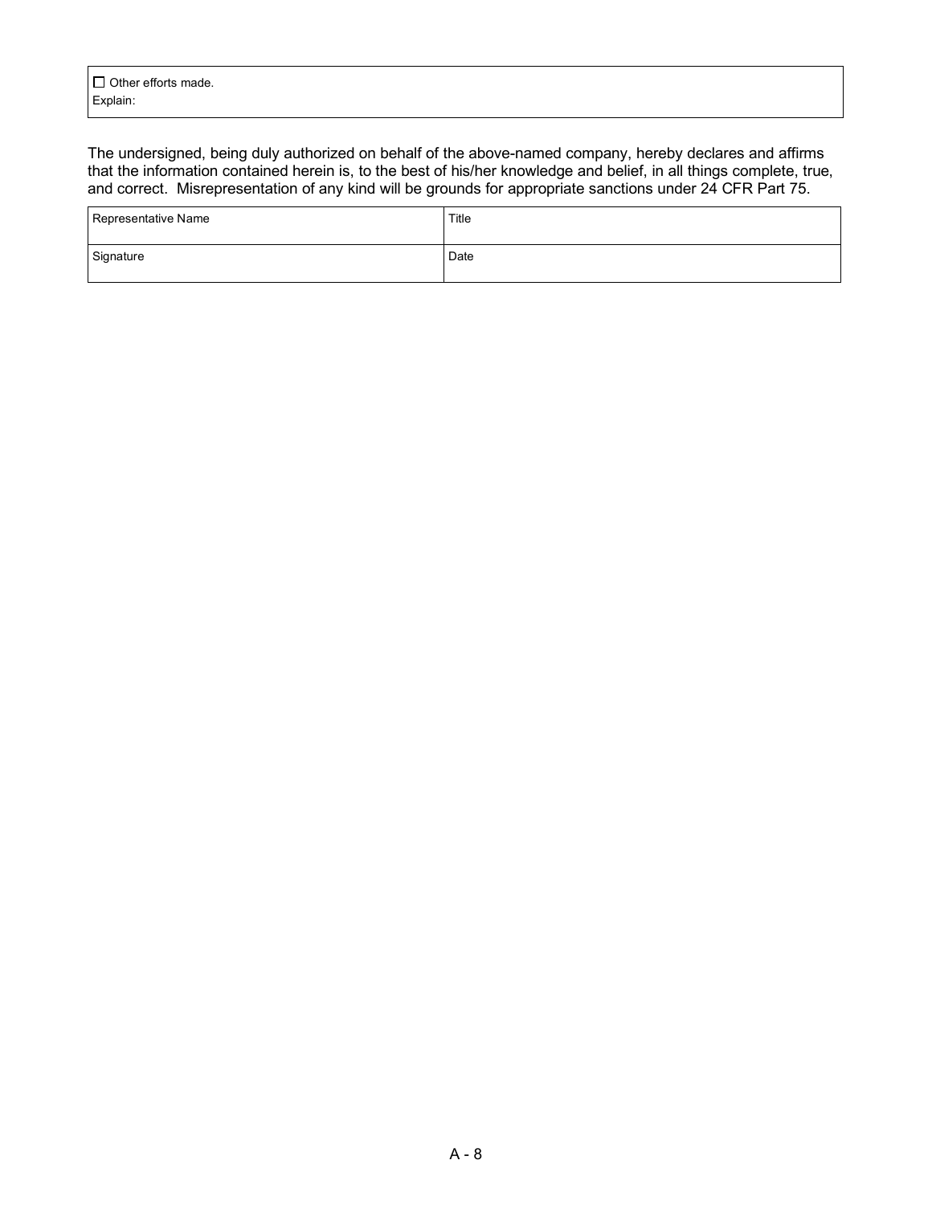| ☐ Other efforts made.<br>Explain: |
|---|

The undersigned, being duly authorized on behalf of the above-named company, hereby declares and affirms that the information contained herein is, to the best of his/her knowledge and belief, in all things complete, true, and correct. Misrepresentation of any kind will be grounds for appropriate sanctions under 24 CFR Part 75.

| Representative Name | Title |
|---|---|
| Signature | Date |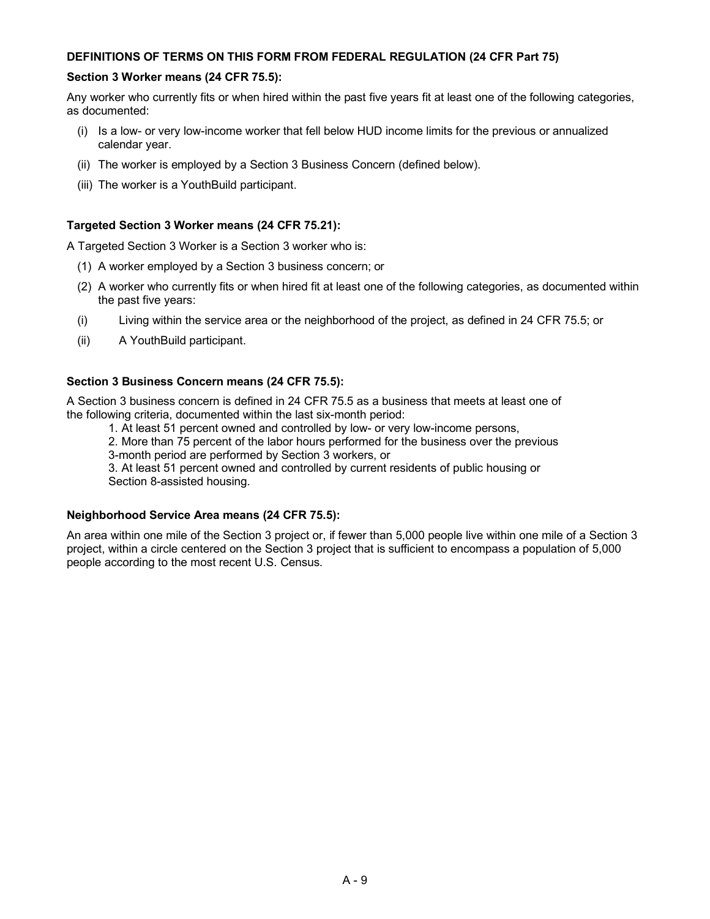## DEFINITIONS OF TERMS ON THIS FORM FROM FEDERAL REGULATION (24 CFR Part 75)

### Section 3 Worker means (24 CFR 75.5):

Any worker who currently fits or when hired within the past five years fit at least one of the following categories, as documented:

- (i) Is a low- or very low-income worker that fell below HUD income limits for the previous or annualized calendar year.
- (ii) The worker is employed by a Section 3 Business Concern (defined below).
- (iii) The worker is a YouthBuild participant.

### Targeted Section 3 Worker means (24 CFR 75.21):

A Targeted Section 3 Worker is a Section 3 worker who is:

- (1) A worker employed by a Section 3 business concern; or
- (2) A worker who currently fits or when hired fit at least one of the following categories, as documented within the past five years:
- (i) Living within the service area or the neighborhood of the project, as defined in 24 CFR 75.5; or
- (ii) A YouthBuild participant.

### Section 3 Business Concern means (24 CFR 75.5):

A Section 3 business concern is defined in 24 CFR 75.5 as a business that meets at least one of the following criteria, documented within the last six-month period:

1. At least 51 percent owned and controlled by low- or very low-income persons,
2. More than 75 percent of the labor hours performed for the business over the previous 3-month period are performed by Section 3 workers, or
3. At least 51 percent owned and controlled by current residents of public housing or Section 8-assisted housing.

### Neighborhood Service Area means (24 CFR 75.5):

An area within one mile of the Section 3 project or, if fewer than 5,000 people live within one mile of a Section 3 project, within a circle centered on the Section 3 project that is sufficient to encompass a population of 5,000 people according to the most recent U.S. Census.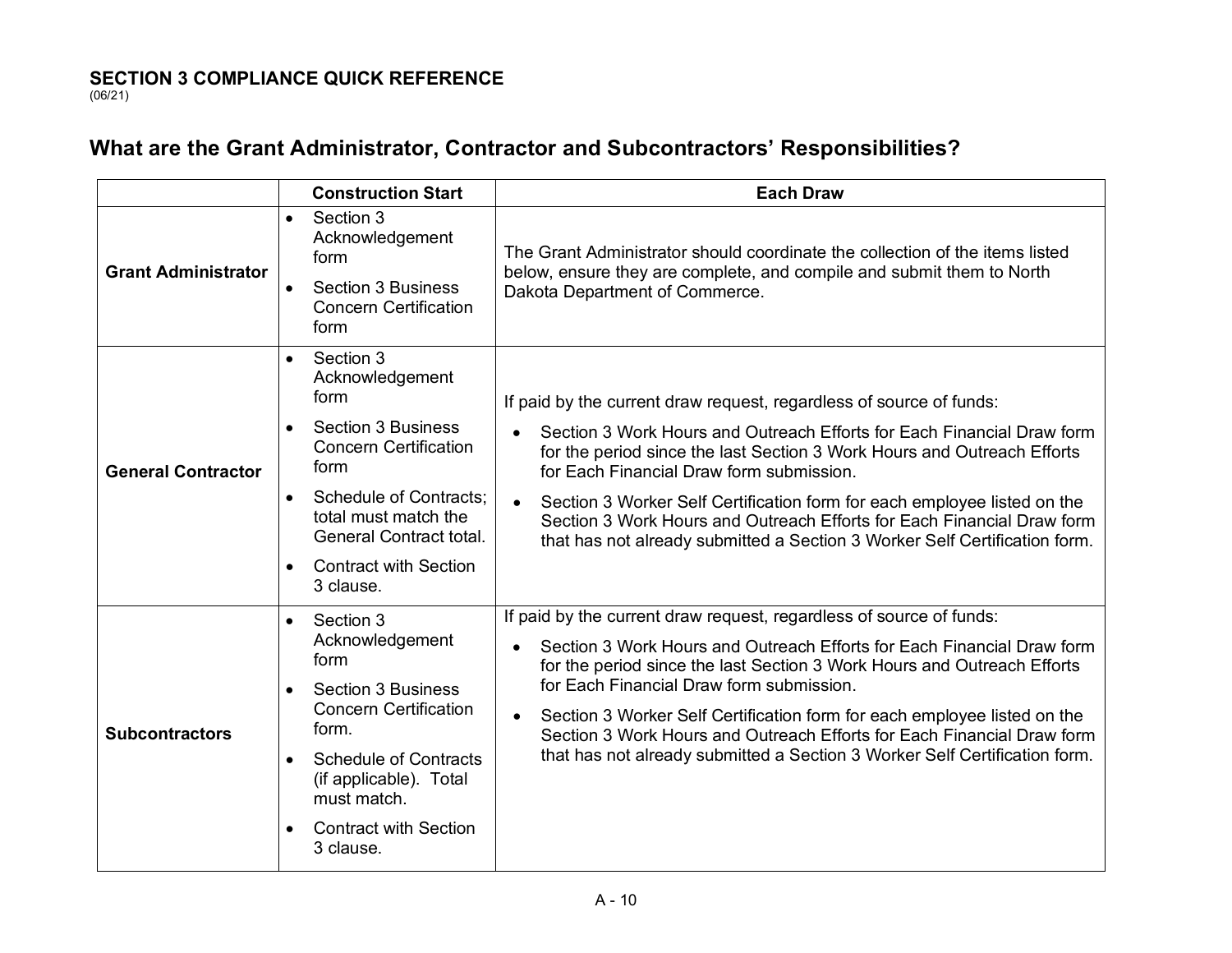**SECTION 3 COMPLIANCE QUICK REFERENCE**
(06/21)

## What are the Grant Administrator, Contractor and Subcontractors' Responsibilities?

| | Construction Start | Each Draw |
|---|---|---|
| **Grant Administrator** | • Section 3 Acknowledgement form<br>• Section 3 Business Concern Certification form | The Grant Administrator should coordinate the collection of the items listed below, ensure they are complete, and compile and submit them to North Dakota Department of Commerce. |
| **General Contractor** | • Section 3 Acknowledgement form<br>• Section 3 Business Concern Certification form<br>• Schedule of Contracts; total must match the General Contract total.<br>• Contract with Section 3 clause. | If paid by the current draw request, regardless of source of funds:<br>• Section 3 Work Hours and Outreach Efforts for Each Financial Draw form for the period since the last Section 3 Work Hours and Outreach Efforts for Each Financial Draw form submission.<br>• Section 3 Worker Self Certification form for each employee listed on the Section 3 Work Hours and Outreach Efforts for Each Financial Draw form that has not already submitted a Section 3 Worker Self Certification form. |
| **Subcontractors** | • Section 3 Acknowledgement form<br>• Section 3 Business Concern Certification form.<br>• Schedule of Contracts (if applicable). Total must match.<br>• Contract with Section 3 clause. | If paid by the current draw request, regardless of source of funds:<br>• Section 3 Work Hours and Outreach Efforts for Each Financial Draw form for the period since the last Section 3 Work Hours and Outreach Efforts for Each Financial Draw form submission.<br>• Section 3 Worker Self Certification form for each employee listed on the Section 3 Work Hours and Outreach Efforts for Each Financial Draw form that has not already submitted a Section 3 Worker Self Certification form. |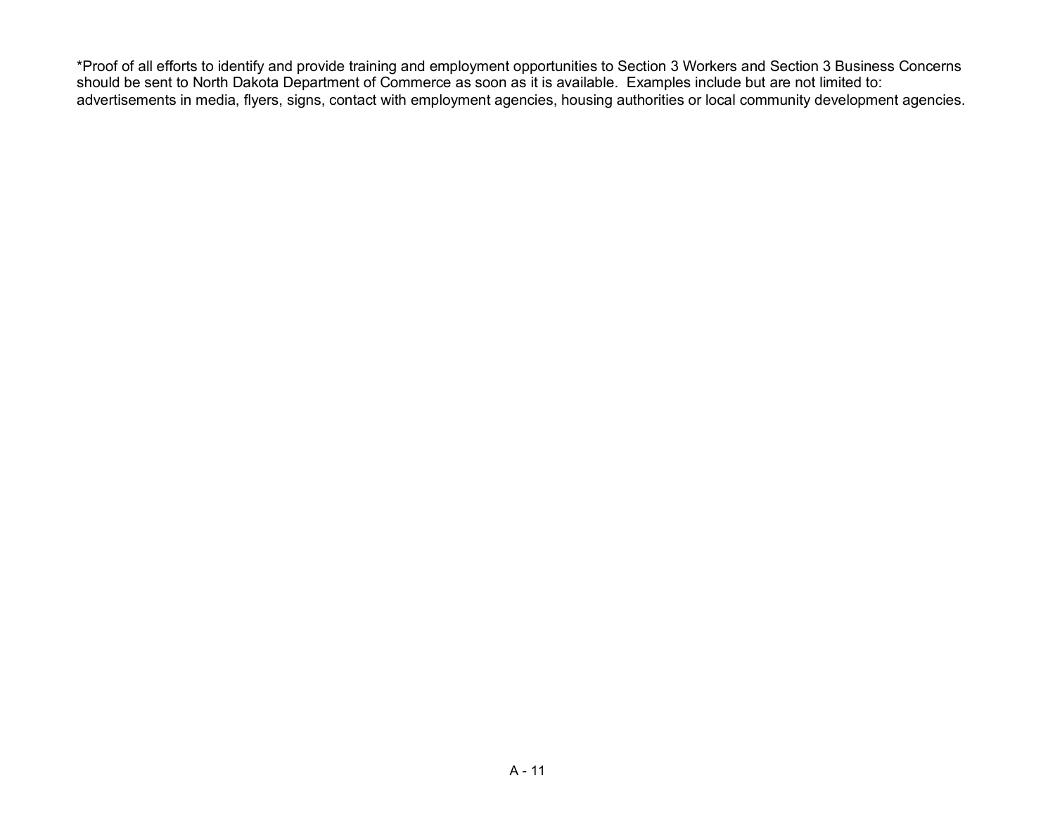*Proof of all efforts to identify and provide training and employment opportunities to Section 3 Workers and Section 3 Business Concerns should be sent to North Dakota Department of Commerce as soon as it is available. Examples include but are not limited to: advertisements in media, flyers, signs, contact with employment agencies, housing authorities or local community development agencies.